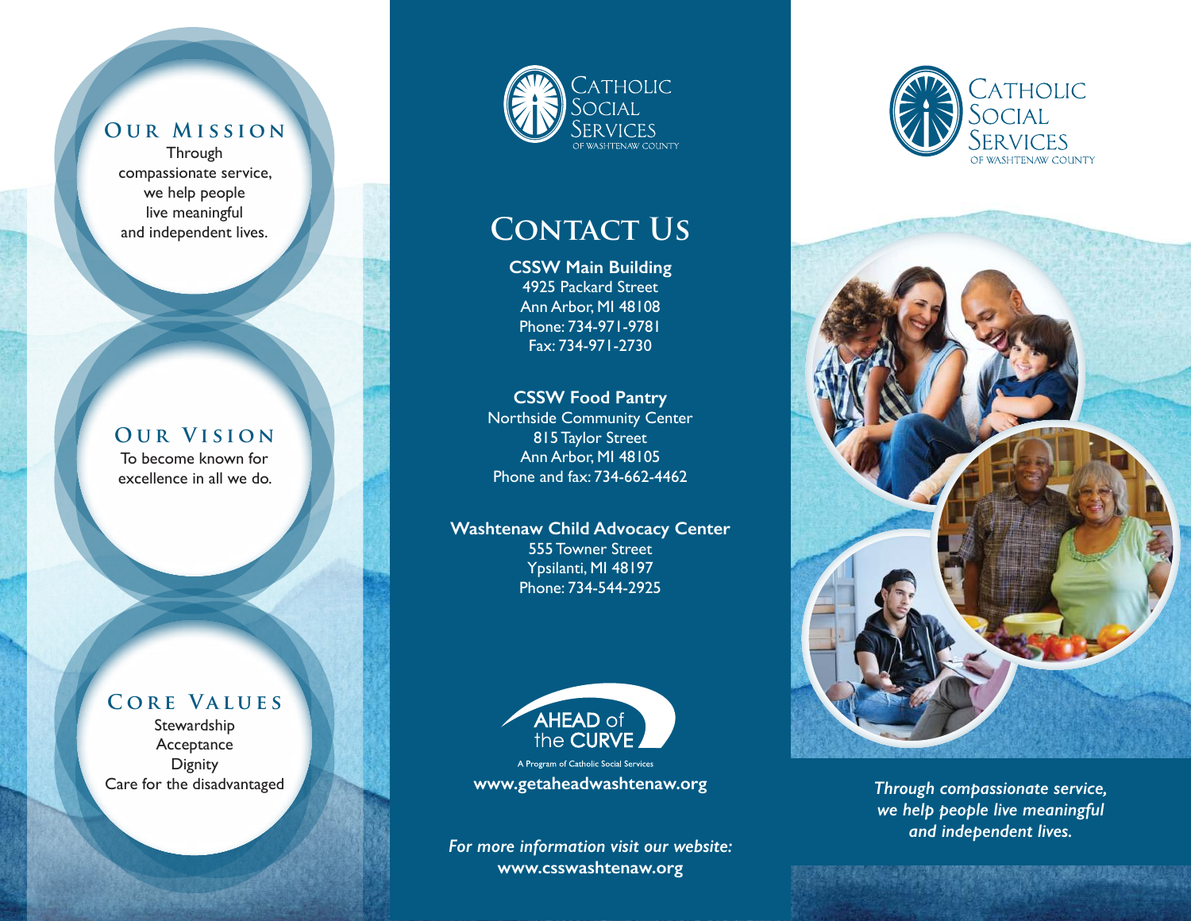## Our Mission

Through compassionate service, we help people live meaningful and independent lives.

## Our Vision

To become known for excellence in all we do.

## Core Values

Stewardship
Acceptance
Dignity
Care for the disadvantaged

Catholic Social Services of Washtenaw County

# Contact Us

**CSSW Main Building**
4925 Packard Street
Ann Arbor, MI 48108
Phone: 734-971-9781
Fax: 734-971-2730

**CSSW Food Pantry**
Northside Community Center
815 Taylor Street
Ann Arbor, MI 48105
Phone and fax: 734-662-4462

**Washtenaw Child Advocacy Center**
555 Towner Street
Ypsilanti, MI 48197
Phone: 734-544-2925

AHEAD of the CURVE
A Program of Catholic Social Services
**www.getaheadwashtenaw.org**

*For more information visit our website:*
**www.csswashtenaw.org**

Catholic Social Services of Washtenaw County

***Through compassionate service, we help people live meaningful and independent lives.***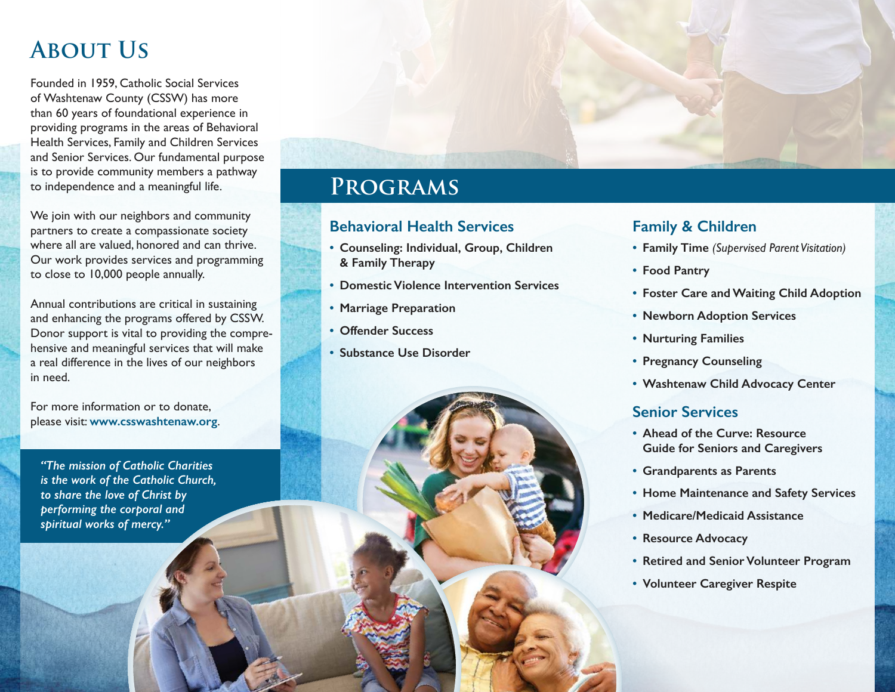# About Us

Founded in 1959, Catholic Social Services of Washtenaw County (CSSW) has more than 60 years of foundational experience in providing programs in the areas of Behavioral Health Services, Family and Children Services and Senior Services. Our fundamental purpose is to provide community members a pathway to independence and a meaningful life.

We join with our neighbors and community partners to create a compassionate society where all are valued, honored and can thrive. Our work provides services and programming to close to 10,000 people annually.

Annual contributions are critical in sustaining and enhancing the programs offered by CSSW. Donor support is vital to providing the comprehensive and meaningful services that will make a real difference in the lives of our neighbors in need.

For more information or to donate, please visit: **www.csswashtenaw.org**.

*"The mission of Catholic Charities is the work of the Catholic Church, to share the love of Christ by performing the corporal and spiritual works of mercy."*

# Programs

## Behavioral Health Services

- **Counseling: Individual, Group, Children & Family Therapy**
- **Domestic Violence Intervention Services**
- **Marriage Preparation**
- **Offender Success**
- **Substance Use Disorder**

## Family & Children

- **Family Time** *(Supervised Parent Visitation)*
- **Food Pantry**
- **Foster Care and Waiting Child Adoption**
- **Newborn Adoption Services**
- **Nurturing Families**
- **Pregnancy Counseling**
- **Washtenaw Child Advocacy Center**

## Senior Services

- **Ahead of the Curve: Resource Guide for Seniors and Caregivers**
- **Grandparents as Parents**
- **Home Maintenance and Safety Services**
- **Medicare/Medicaid Assistance**
- **Resource Advocacy**
- **Retired and Senior Volunteer Program**
- **Volunteer Caregiver Respite**